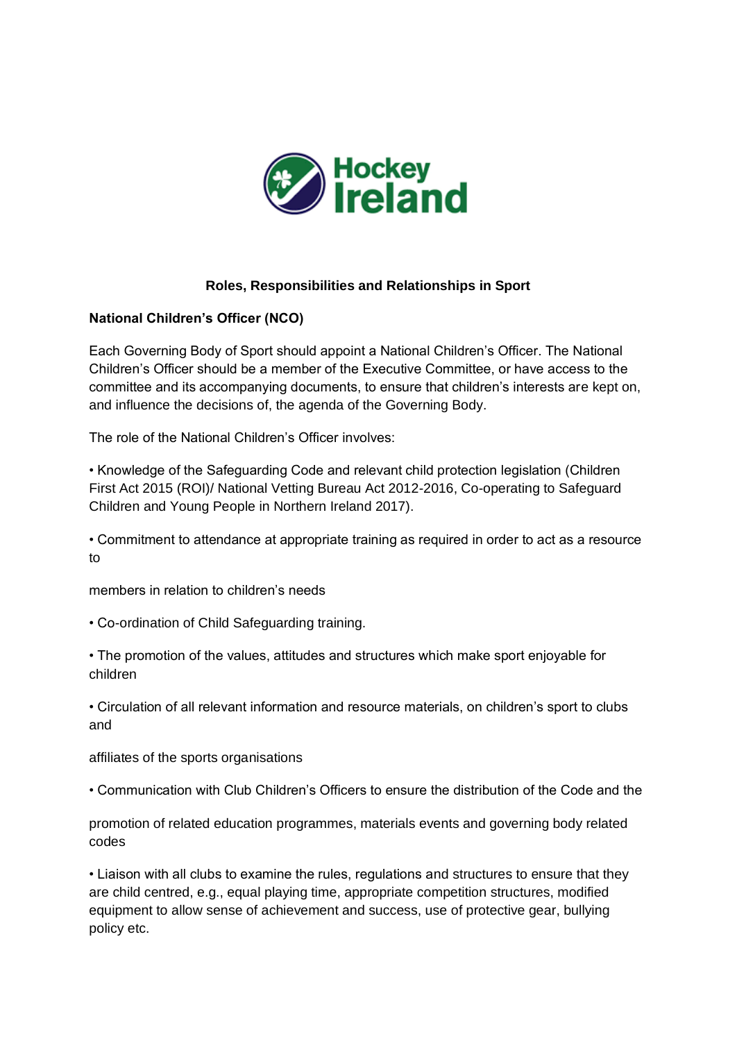Hockey Ireland

**Roles, Responsibilities and Relationships in Sport**

**National Children's Officer (NCO)**

Each Governing Body of Sport should appoint a National Children's Officer. The National Children's Officer should be a member of the Executive Committee, or have access to the committee and its accompanying documents, to ensure that children's interests are kept on, and influence the decisions of, the agenda of the Governing Body.

The role of the National Children's Officer involves:

- Knowledge of the Safeguarding Code and relevant child protection legislation (Children First Act 2015 (ROI)/ National Vetting Bureau Act 2012-2016, Co-operating to Safeguard Children and Young People in Northern Ireland 2017).
- Commitment to attendance at appropriate training as required in order to act as a resource to members in relation to children's needs
- Co-ordination of Child Safeguarding training.
- The promotion of the values, attitudes and structures which make sport enjoyable for children
- Circulation of all relevant information and resource materials, on children's sport to clubs and affiliates of the sports organisations
- Communication with Club Children's Officers to ensure the distribution of the Code and the promotion of related education programmes, materials events and governing body related codes
- Liaison with all clubs to examine the rules, regulations and structures to ensure that they are child centred, e.g., equal playing time, appropriate competition structures, modified equipment to allow sense of achievement and success, use of protective gear, bullying policy etc.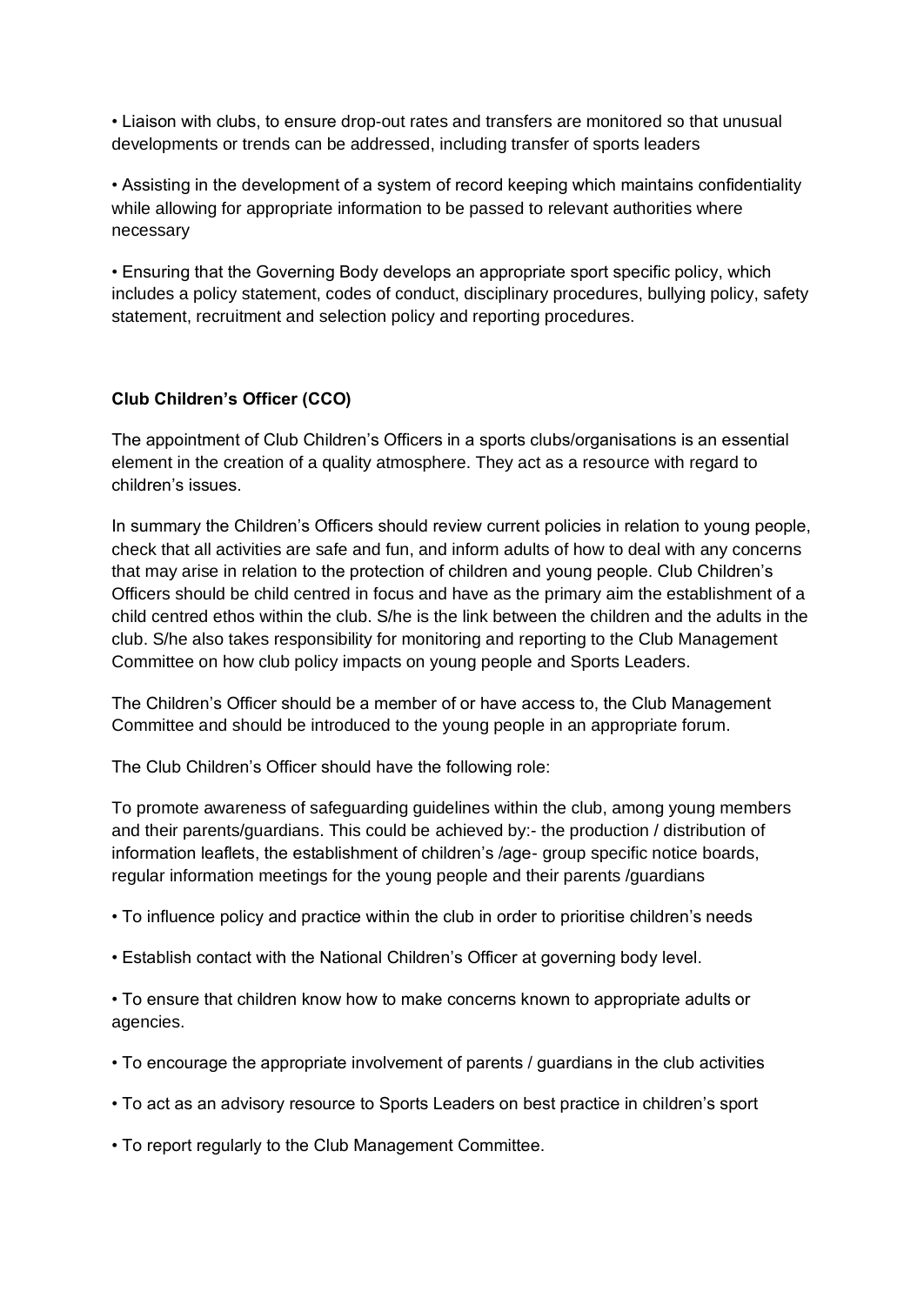- Liaison with clubs, to ensure drop-out rates and transfers are monitored so that unusual developments or trends can be addressed, including transfer of sports leaders

- Assisting in the development of a system of record keeping which maintains confidentiality while allowing for appropriate information to be passed to relevant authorities where necessary

- Ensuring that the Governing Body develops an appropriate sport specific policy, which includes a policy statement, codes of conduct, disciplinary procedures, bullying policy, safety statement, recruitment and selection policy and reporting procedures.

**Club Children's Officer (CCO)**

The appointment of Club Children's Officers in a sports clubs/organisations is an essential element in the creation of a quality atmosphere. They act as a resource with regard to children's issues.

In summary the Children's Officers should review current policies in relation to young people, check that all activities are safe and fun, and inform adults of how to deal with any concerns that may arise in relation to the protection of children and young people. Club Children's Officers should be child centred in focus and have as the primary aim the establishment of a child centred ethos within the club. S/he is the link between the children and the adults in the club. S/he also takes responsibility for monitoring and reporting to the Club Management Committee on how club policy impacts on young people and Sports Leaders.

The Children's Officer should be a member of or have access to, the Club Management Committee and should be introduced to the young people in an appropriate forum.

The Club Children's Officer should have the following role:

To promote awareness of safeguarding guidelines within the club, among young members and their parents/guardians. This could be achieved by:- the production / distribution of information leaflets, the establishment of children's /age- group specific notice boards, regular information meetings for the young people and their parents /guardians

- To influence policy and practice within the club in order to prioritise children's needs

- Establish contact with the National Children's Officer at governing body level.

- To ensure that children know how to make concerns known to appropriate adults or agencies.

- To encourage the appropriate involvement of parents / guardians in the club activities

- To act as an advisory resource to Sports Leaders on best practice in children's sport

- To report regularly to the Club Management Committee.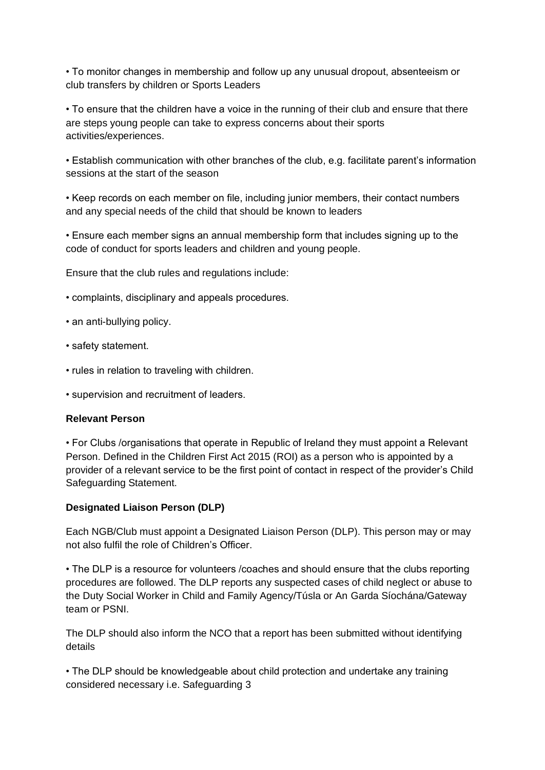• To monitor changes in membership and follow up any unusual dropout, absenteeism or club transfers by children or Sports Leaders

• To ensure that the children have a voice in the running of their club and ensure that there are steps young people can take to express concerns about their sports activities/experiences.

• Establish communication with other branches of the club, e.g. facilitate parent's information sessions at the start of the season

• Keep records on each member on file, including junior members, their contact numbers and any special needs of the child that should be known to leaders

• Ensure each member signs an annual membership form that includes signing up to the code of conduct for sports leaders and children and young people.

Ensure that the club rules and regulations include:

• complaints, disciplinary and appeals procedures.

• an anti-bullying policy.

• safety statement.

• rules in relation to traveling with children.

• supervision and recruitment of leaders.

**Relevant Person**

• For Clubs /organisations that operate in Republic of Ireland they must appoint a Relevant Person. Defined in the Children First Act 2015 (ROI) as a person who is appointed by a provider of a relevant service to be the first point of contact in respect of the provider's Child Safeguarding Statement.

**Designated Liaison Person (DLP)**

Each NGB/Club must appoint a Designated Liaison Person (DLP). This person may or may not also fulfil the role of Children's Officer.

• The DLP is a resource for volunteers /coaches and should ensure that the clubs reporting procedures are followed. The DLP reports any suspected cases of child neglect or abuse to the Duty Social Worker in Child and Family Agency/Túsla or An Garda Síochána/Gateway team or PSNI.

The DLP should also inform the NCO that a report has been submitted without identifying details

• The DLP should be knowledgeable about child protection and undertake any training considered necessary i.e. Safeguarding 3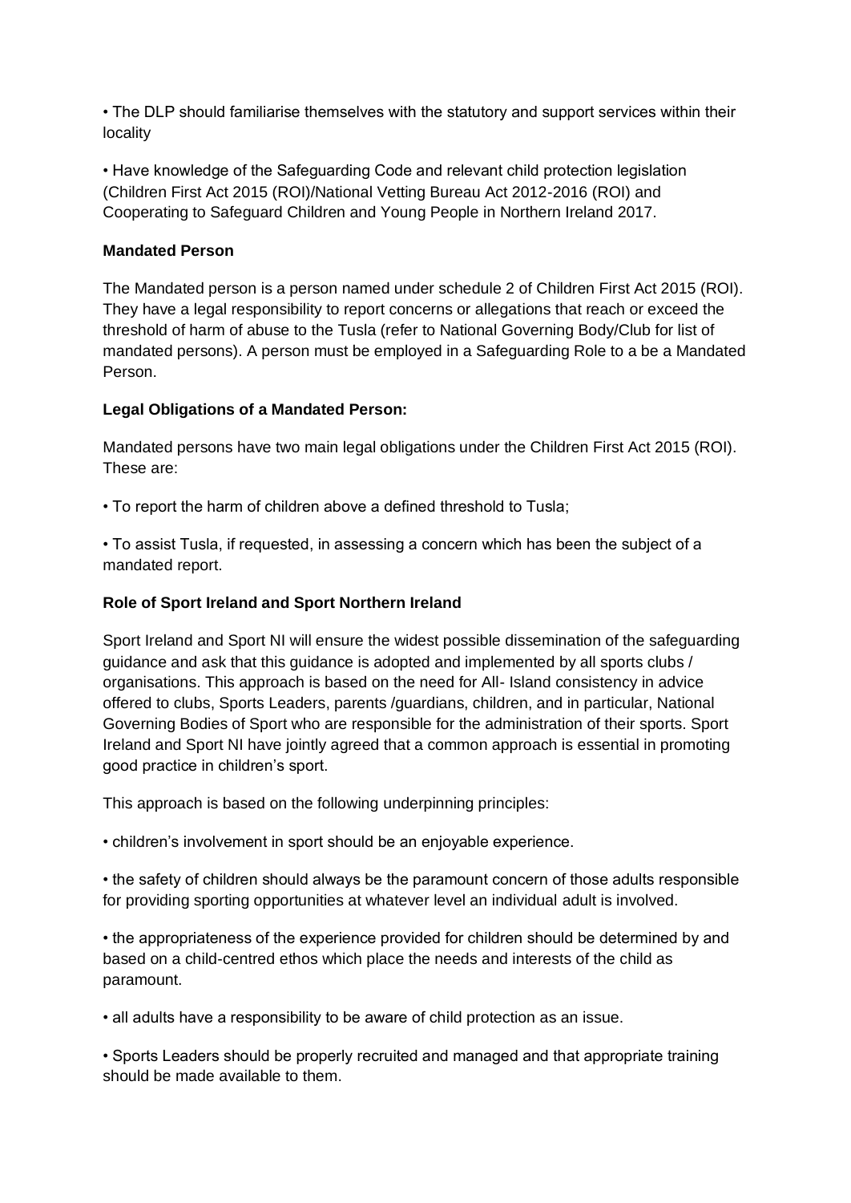• The DLP should familiarise themselves with the statutory and support services within their locality

• Have knowledge of the Safeguarding Code and relevant child protection legislation (Children First Act 2015 (ROI)/National Vetting Bureau Act 2012-2016 (ROI) and Cooperating to Safeguard Children and Young People in Northern Ireland 2017.

**Mandated Person**

The Mandated person is a person named under schedule 2 of Children First Act 2015 (ROI). They have a legal responsibility to report concerns or allegations that reach or exceed the threshold of harm of abuse to the Tusla (refer to National Governing Body/Club for list of mandated persons). A person must be employed in a Safeguarding Role to a be a Mandated Person.

**Legal Obligations of a Mandated Person:**

Mandated persons have two main legal obligations under the Children First Act 2015 (ROI). These are:

• To report the harm of children above a defined threshold to Tusla;

• To assist Tusla, if requested, in assessing a concern which has been the subject of a mandated report.

**Role of Sport Ireland and Sport Northern Ireland**

Sport Ireland and Sport NI will ensure the widest possible dissemination of the safeguarding guidance and ask that this guidance is adopted and implemented by all sports clubs / organisations. This approach is based on the need for All- Island consistency in advice offered to clubs, Sports Leaders, parents /guardians, children, and in particular, National Governing Bodies of Sport who are responsible for the administration of their sports. Sport Ireland and Sport NI have jointly agreed that a common approach is essential in promoting good practice in children's sport.

This approach is based on the following underpinning principles:

• children's involvement in sport should be an enjoyable experience.

• the safety of children should always be the paramount concern of those adults responsible for providing sporting opportunities at whatever level an individual adult is involved.

• the appropriateness of the experience provided for children should be determined by and based on a child-centred ethos which place the needs and interests of the child as paramount.

• all adults have a responsibility to be aware of child protection as an issue.

• Sports Leaders should be properly recruited and managed and that appropriate training should be made available to them.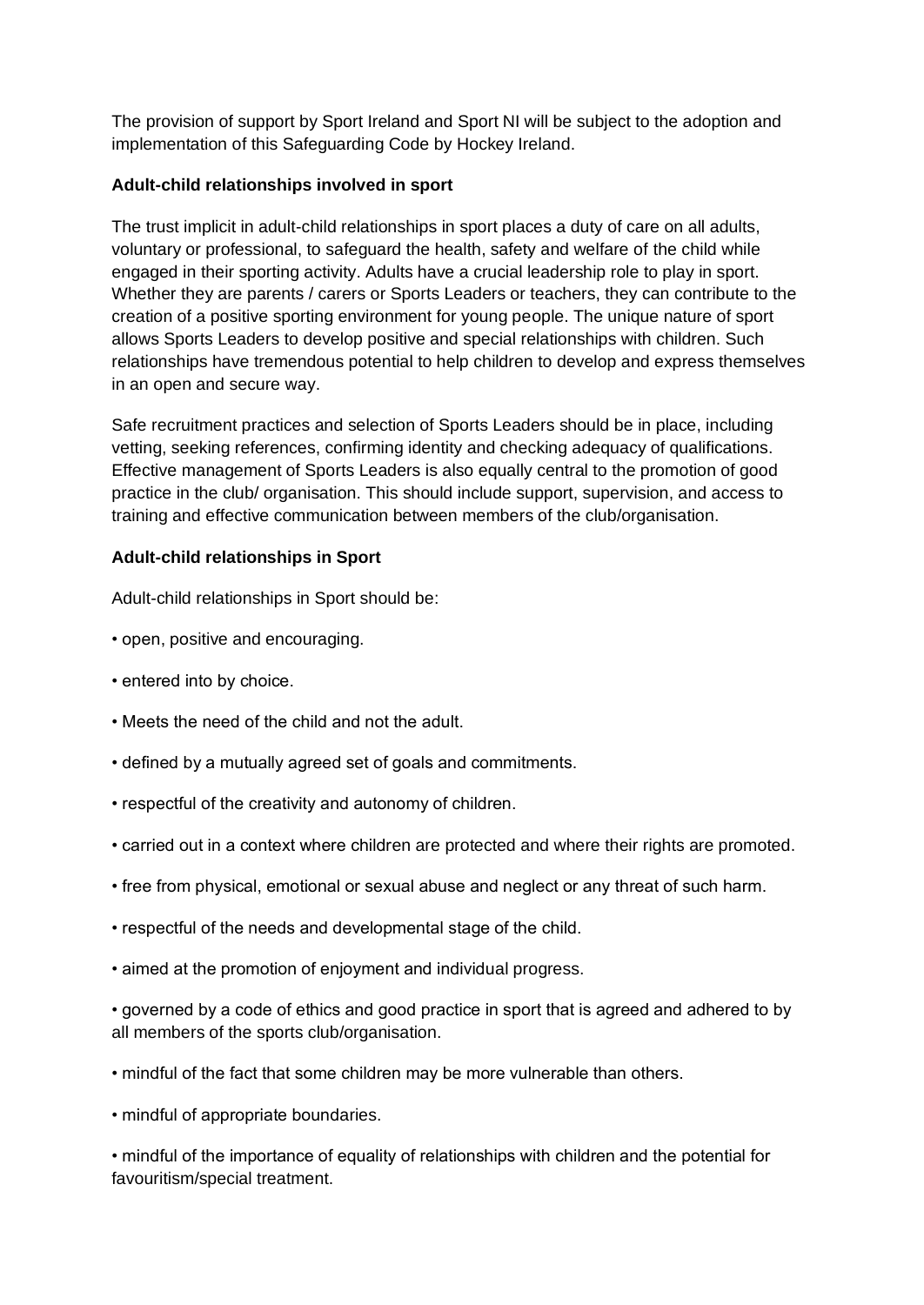The provision of support by Sport Ireland and Sport NI will be subject to the adoption and implementation of this Safeguarding Code by Hockey Ireland.

**Adult-child relationships involved in sport**

The trust implicit in adult-child relationships in sport places a duty of care on all adults, voluntary or professional, to safeguard the health, safety and welfare of the child while engaged in their sporting activity. Adults have a crucial leadership role to play in sport. Whether they are parents / carers or Sports Leaders or teachers, they can contribute to the creation of a positive sporting environment for young people. The unique nature of sport allows Sports Leaders to develop positive and special relationships with children. Such relationships have tremendous potential to help children to develop and express themselves in an open and secure way.

Safe recruitment practices and selection of Sports Leaders should be in place, including vetting, seeking references, confirming identity and checking adequacy of qualifications. Effective management of Sports Leaders is also equally central to the promotion of good practice in the club/ organisation. This should include support, supervision, and access to training and effective communication between members of the club/organisation.

**Adult-child relationships in Sport**

Adult-child relationships in Sport should be:

- open, positive and encouraging.
- entered into by choice.
- Meets the need of the child and not the adult.
- defined by a mutually agreed set of goals and commitments.
- respectful of the creativity and autonomy of children.
- carried out in a context where children are protected and where their rights are promoted.
- free from physical, emotional or sexual abuse and neglect or any threat of such harm.
- respectful of the needs and developmental stage of the child.
- aimed at the promotion of enjoyment and individual progress.
- governed by a code of ethics and good practice in sport that is agreed and adhered to by all members of the sports club/organisation.
- mindful of the fact that some children may be more vulnerable than others.
- mindful of appropriate boundaries.
- mindful of the importance of equality of relationships with children and the potential for favouritism/special treatment.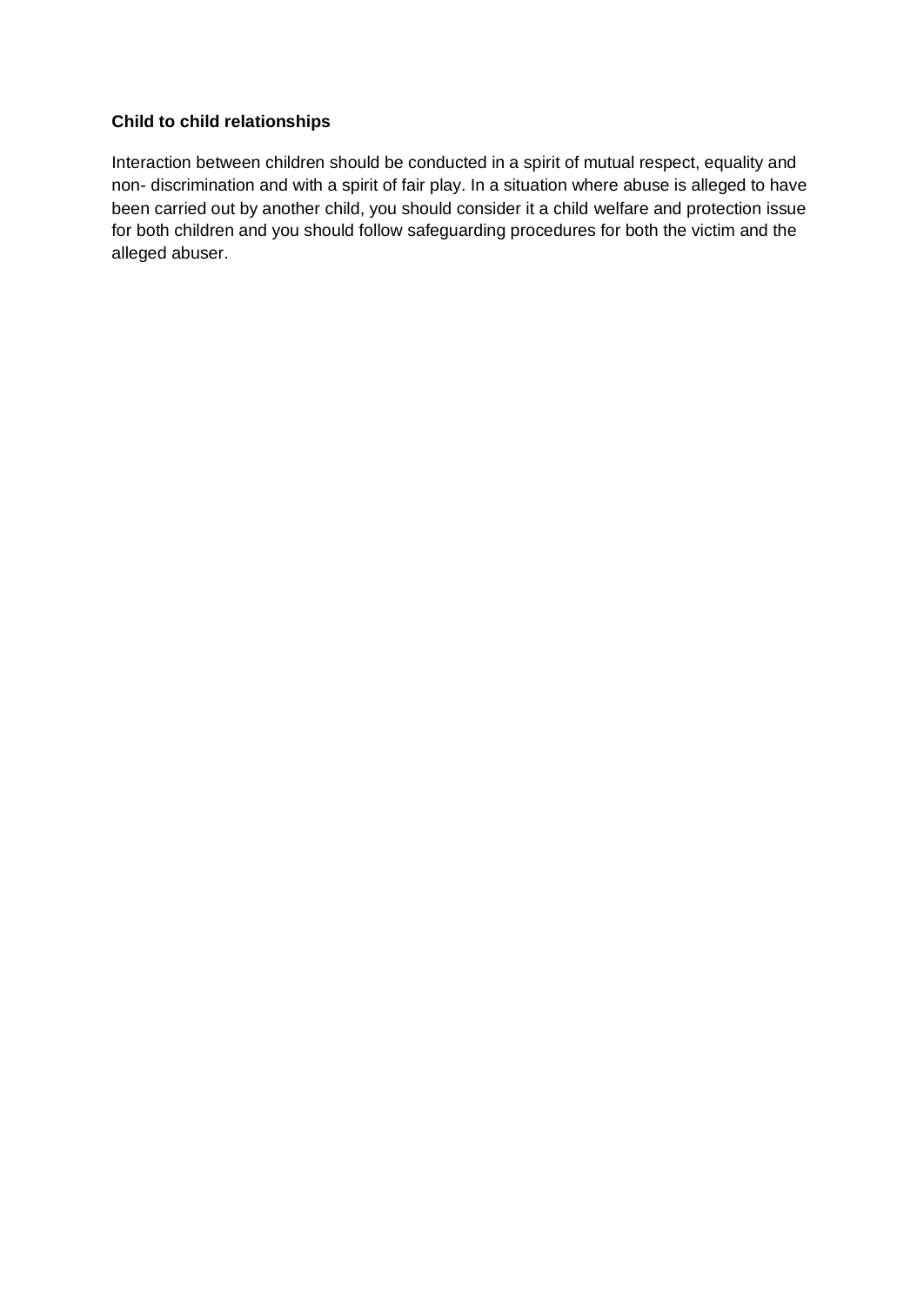**Child to child relationships**

Interaction between children should be conducted in a spirit of mutual respect, equality and non- discrimination and with a spirit of fair play. In a situation where abuse is alleged to have been carried out by another child, you should consider it a child welfare and protection issue for both children and you should follow safeguarding procedures for both the victim and the alleged abuser.